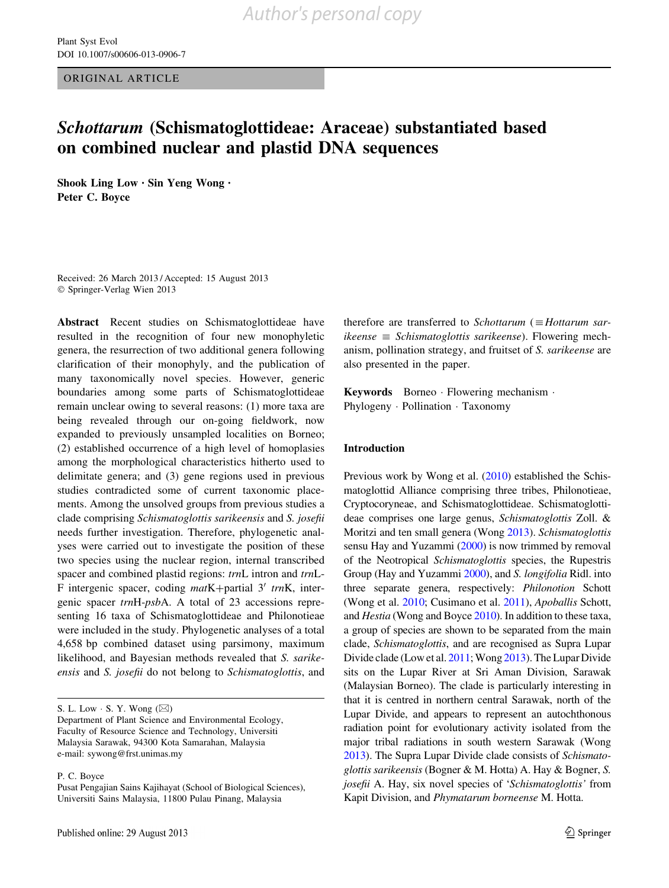ORIGINAL ARTICLE

# *Schottarum* (Schismatoglottideae: Araceae) substantiated based on combined nuclear and plastid DNA sequences

**Shook Ling Low · Sin Yeng Wong · Peter C. Boyce**

Received: 26 March 2013 / Accepted: 15 August 2013
© Springer-Verlag Wien 2013

**Abstract** Recent studies on Schismatoglottideae have resulted in the recognition of four new monophyletic genera, the resurrection of two additional genera following clarification of their monophyly, and the publication of many taxonomically novel species. However, generic boundaries among some parts of Schismatoglottideae remain unclear owing to several reasons: (1) more taxa are being revealed through our on-going fieldwork, now expanded to previously unsampled localities on Borneo; (2) established occurrence of a high level of homoplasies among the morphological characteristics hitherto used to delimitate genera; and (3) gene regions used in previous studies contradicted some of current taxonomic placements. Among the unsolved groups from previous studies a clade comprising *Schismatoglottis sarikeensis* and *S. josefii* needs further investigation. Therefore, phylogenetic analyses were carried out to investigate the position of these two species using the nuclear region, internal transcribed spacer and combined plastid regions: *trn*L intron and *trn*L-F intergenic spacer, coding *mat*K+partial 3′ *trn*K, intergenic spacer *trn*H-*psb*A. A total of 23 accessions representing 16 taxa of Schismatoglottideae and Philonotieae were included in the study. Phylogenetic analyses of a total 4,658 bp combined dataset using parsimony, maximum likelihood, and Bayesian methods revealed that *S. sarikeensis* and *S. josefii* do not belong to *Schismatoglottis*, and therefore are transferred to *Schottarum* (≡ *Hottarum sarikeense* ≡ *Schismatoglottis sarikeense*). Flowering mechanism, pollination strategy, and fruitset of *S. sarikeense* are also presented in the paper.

**Keywords** Borneo · Flowering mechanism · Phylogeny · Pollination · Taxonomy

## Introduction

Previous work by Wong et al. (2010) established the Schismatoglottid Alliance comprising three tribes, Philonotieae, Cryptocoryneae, and Schismatoglottideae. Schismatoglottideae comprises one large genus, *Schismatoglottis* Zoll. & Moritzi and ten small genera (Wong 2013). *Schismatoglottis* sensu Hay and Yuzammi (2000) is now trimmed by removal of the Neotropical *Schismatoglottis* species, the Rupestris Group (Hay and Yuzammi 2000), and *S. longifolia* Ridl. into three separate genera, respectively: *Philonotion* Schott (Wong et al. 2010; Cusimano et al. 2011), *Apoballis* Schott, and *Hestia* (Wong and Boyce 2010). In addition to these taxa, a group of species are shown to be separated from the main clade, *Schismatoglottis*, and are recognised as Supra Lupar Divide clade (Low et al. 2011; Wong 2013). The Lupar Divide sits on the Lupar River at Sri Aman Division, Sarawak (Malaysian Borneo). The clade is particularly interesting in that it is centred in northern central Sarawak, north of the Lupar Divide, and appears to represent an autochthonous radiation point for evolutionary activity isolated from the major tribal radiations in south western Sarawak (Wong 2013). The Supra Lupar Divide clade consists of *Schismatoglottis sarikeensis* (Bogner & M. Hotta) A. Hay & Bogner, *S. josefii* A. Hay, six novel species of '*Schismatoglottis*' from Kapit Division, and *Phymatarum borneense* M. Hotta.

S. L. Low · S. Y. Wong (✉)
Department of Plant Science and Environmental Ecology, Faculty of Resource Science and Technology, Universiti Malaysia Sarawak, 94300 Kota Samarahan, Malaysia
e-mail: sywong@frst.unimas.my

P. C. Boyce
Pusat Pengajian Sains Kajihayat (School of Biological Sciences), Universiti Sains Malaysia, 11800 Pulau Pinang, Malaysia

Published online: 29 August 2013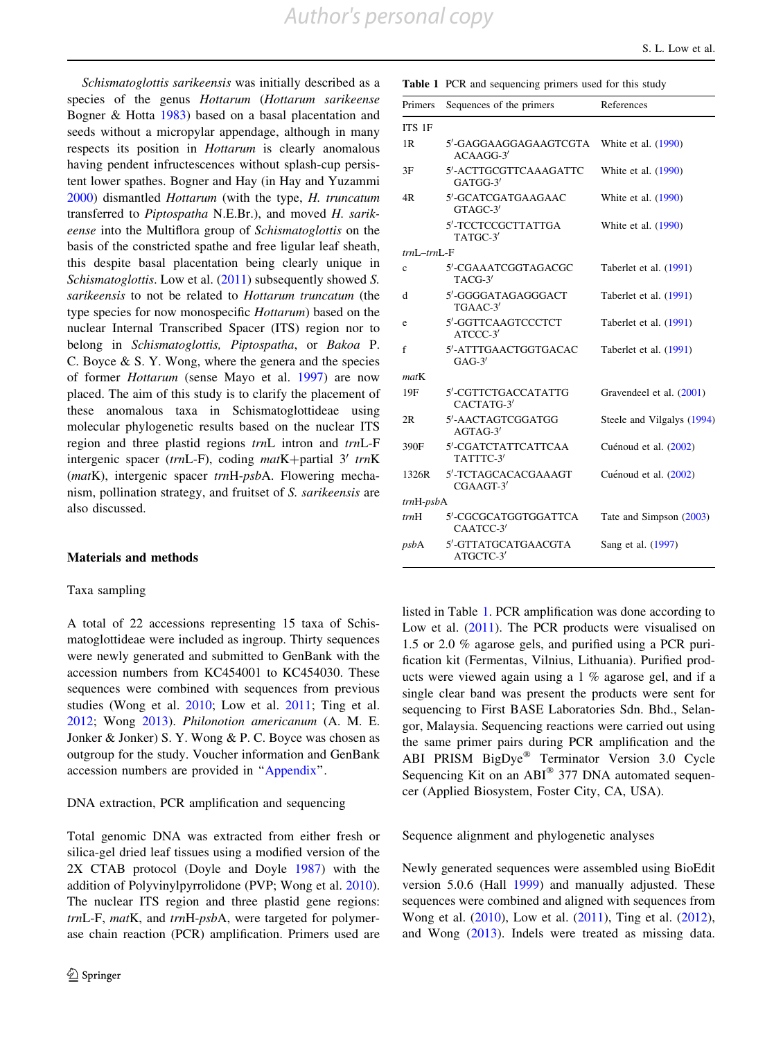*Schismatoglottis sarikeensis* was initially described as a species of the genus *Hottarum* (*Hottarum sarikeense* Bogner & Hotta 1983) based on a basal placentation and seeds without a micropylar appendage, although in many respects its position in *Hottarum* is clearly anomalous having pendent infructescences without splash-cup persistent lower spathes. Bogner and Hay (in Hay and Yuzammi 2000) dismantled *Hottarum* (with the type, *H. truncatum* transferred to *Piptospatha* N.E.Br.), and moved *H. sarikeense* into the Multiflora group of *Schismatoglottis* on the basis of the constricted spathe and free ligular leaf sheath, this despite basal placentation being clearly unique in *Schismatoglottis*. Low et al. (2011) subsequently showed *S. sarikeensis* to not be related to *Hottarum truncatum* (the type species for now monospecific *Hottarum*) based on the nuclear Internal Transcribed Spacer (ITS) region nor to belong in *Schismatoglottis, Piptospatha*, or *Bakoa* P. C. Boyce & S. Y. Wong, where the genera and the species of former *Hottarum* (sense Mayo et al. 1997) are now placed. The aim of this study is to clarify the placement of these anomalous taxa in Schismatoglottideae using molecular phylogenetic results based on the nuclear ITS region and three plastid regions *trn*L intron and *trn*L-F intergenic spacer (*trn*L-F), coding *mat*K+partial 3′ *trn*K (*mat*K), intergenic spacer *trn*H-*psb*A. Flowering mechanism, pollination strategy, and fruitset of *S. sarikeensis* are also discussed.

## Materials and methods

### Taxa sampling

A total of 22 accessions representing 15 taxa of Schismatoglottideae were included as ingroup. Thirty sequences were newly generated and submitted to GenBank with the accession numbers from KC454001 to KC454030. These sequences were combined with sequences from previous studies (Wong et al. 2010; Low et al. 2011; Ting et al. 2012; Wong 2013). *Philonotion americanum* (A. M. E. Jonker & Jonker) S. Y. Wong & P. C. Boyce was chosen as outgroup for the study. Voucher information and GenBank accession numbers are provided in "Appendix".

### DNA extraction, PCR amplification and sequencing

Total genomic DNA was extracted from either fresh or silica-gel dried leaf tissues using a modified version of the 2X CTAB protocol (Doyle and Doyle 1987) with the addition of Polyvinylpyrrolidone (PVP; Wong et al. 2010). The nuclear ITS region and three plastid gene regions: *trn*L-F, *mat*K, and *trn*H-*psb*A, were targeted for polymerase chain reaction (PCR) amplification. Primers used are listed in Table 1. PCR amplification was done according to Low et al. (2011). The PCR products were visualised on 1.5 or 2.0 % agarose gels, and purified using a PCR purification kit (Fermentas, Vilnius, Lithuania). Purified products were viewed again using a 1 % agarose gel, and if a single clear band was present the products were sent for sequencing to First BASE Laboratories Sdn. Bhd., Selangor, Malaysia. Sequencing reactions were carried out using the same primer pairs during PCR amplification and the ABI PRISM BigDye® Terminator Version 3.0 Cycle Sequencing Kit on an ABI® 377 DNA automated sequencer (Applied Biosystem, Foster City, CA, USA).

**Table 1** PCR and sequencing primers used for this study

| Primers | Sequences of the primers | References |
|---|---|---|
| ITS 1F | | |
| 1R | 5′-GAGGAAGGAGAAGTCGTAACAAGG-3′ | White et al. (1990) |
| 3F | 5′-ACTTGCGTTCAAAGATTCGATGG-3′ | White et al. (1990) |
| 4R | 5′-GCATCGATGAAGAACGTAGC-3′ | White et al. (1990) |
| | 5′-TCCTCCGCTTATTGATATGC-3′ | White et al. (1990) |
| *trn*L–*trn*L-F | | |
| c | 5′-CGAAATCGGTAGACGCTACG-3′ | Taberlet et al. (1991) |
| d | 5′-GGGGATAGAGGGACTTGAAC-3′ | Taberlet et al. (1991) |
| e | 5′-GGTTCAAGTCCCTCTATCCC-3′ | Taberlet et al. (1991) |
| f | 5′-ATTTGAACTGGTGACACGAG-3′ | Taberlet et al. (1991) |
| *mat*K | | |
| 19F | 5′-CGTTCTGACCATATTGCACTATG-3′ | Gravendeel et al. (2001) |
| 2R | 5′-AACTAGTCGGATGGAGTAG-3′ | Steele and Vilgalys (1994) |
| 390F | 5′-CGATCTATTCATTCAATATTTC-3′ | Cuénoud et al. (2002) |
| 1326R | 5′-TCTAGCACACGAAAGTCGAAGT-3′ | Cuénoud et al. (2002) |
| *trn*H-*psb*A | | |
| *trn*H | 5′-CGCGCATGGTGGATTCACAATCC-3′ | Tate and Simpson (2003) |
| *psb*A | 5′-GTTATGCATGAACGTAATGCTC-3′ | Sang et al. (1997) |

### Sequence alignment and phylogenetic analyses

Newly generated sequences were assembled using BioEdit version 5.0.6 (Hall 1999) and manually adjusted. These sequences were combined and aligned with sequences from Wong et al. (2010), Low et al. (2011), Ting et al. (2012), and Wong (2013). Indels were treated as missing data.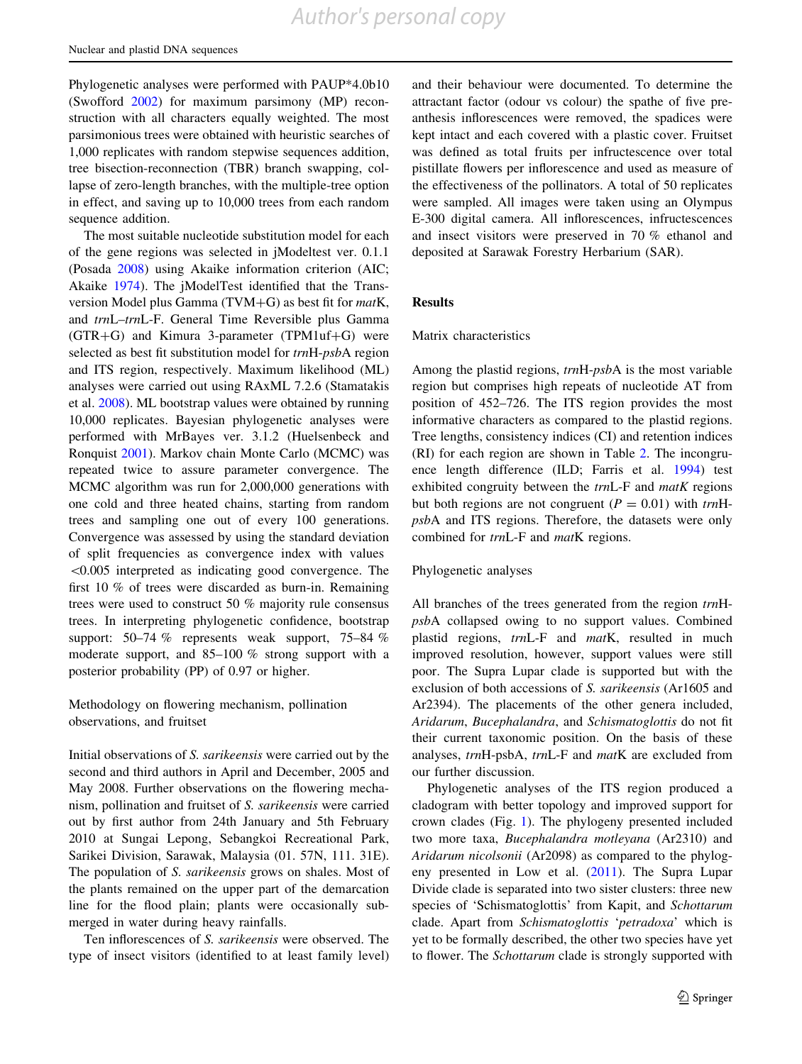Phylogenetic analyses were performed with PAUP*4.0b10 (Swofford 2002) for maximum parsimony (MP) reconstruction with all characters equally weighted. The most parsimonious trees were obtained with heuristic searches of 1,000 replicates with random stepwise sequences addition, tree bisection-reconnection (TBR) branch swapping, collapse of zero-length branches, with the multiple-tree option in effect, and saving up to 10,000 trees from each random sequence addition.

The most suitable nucleotide substitution model for each of the gene regions was selected in jModeltest ver. 0.1.1 (Posada 2008) using Akaike information criterion (AIC; Akaike 1974). The jModelTest identified that the Transversion Model plus Gamma (TVM+G) as best fit for *mat*K, and *trn*L–*trn*L-F. General Time Reversible plus Gamma (GTR+G) and Kimura 3-parameter (TPM1uf+G) were selected as best fit substitution model for *trn*H-*psb*A region and ITS region, respectively. Maximum likelihood (ML) analyses were carried out using RAxML 7.2.6 (Stamatakis et al. 2008). ML bootstrap values were obtained by running 10,000 replicates. Bayesian phylogenetic analyses were performed with MrBayes ver. 3.1.2 (Huelsenbeck and Ronquist 2001). Markov chain Monte Carlo (MCMC) was repeated twice to assure parameter convergence. The MCMC algorithm was run for 2,000,000 generations with one cold and three heated chains, starting from random trees and sampling one out of every 100 generations. Convergence was assessed by using the standard deviation of split frequencies as convergence index with values $<0.005$ interpreted as indicating good convergence. The first 10 % of trees were discarded as burn-in. Remaining trees were used to construct 50 % majority rule consensus trees. In interpreting phylogenetic confidence, bootstrap support: 50–74 % represents weak support, 75–84 % moderate support, and 85–100 % strong support with a posterior probability (PP) of 0.97 or higher.

## Methodology on flowering mechanism, pollination observations, and fruitset

Initial observations of *S. sarikeensis* were carried out by the second and third authors in April and December, 2005 and May 2008. Further observations on the flowering mechanism, pollination and fruitset of *S. sarikeensis* were carried out by first author from 24th January and 5th February 2010 at Sungai Lepong, Sebangkoi Recreational Park, Sarikei Division, Sarawak, Malaysia (01. 57N, 111. 31E). The population of *S. sarikeensis* grows on shales. Most of the plants remained on the upper part of the demarcation line for the flood plain; plants were occasionally submerged in water during heavy rainfalls.

Ten inflorescences of *S. sarikeensis* were observed. The type of insect visitors (identified to at least family level) and their behaviour were documented. To determine the attractant factor (odour vs colour) the spathe of five pre-anthesis inflorescences were removed, the spadices were kept intact and each covered with a plastic cover. Fruitset was defined as total fruits per infructescence over total pistillate flowers per inflorescence and used as measure of the effectiveness of the pollinators. A total of 50 replicates were sampled. All images were taken using an Olympus E-300 digital camera. All inflorescences, infructescences and insect visitors were preserved in 70 % ethanol and deposited at Sarawak Forestry Herbarium (SAR).

# Results

## Matrix characteristics

Among the plastid regions, *trn*H-*psb*A is the most variable region but comprises high repeats of nucleotide AT from position of 452–726. The ITS region provides the most informative characters as compared to the plastid regions. Tree lengths, consistency indices (CI) and retention indices (RI) for each region are shown in Table 2. The incongruence length difference (ILD; Farris et al. 1994) test exhibited congruity between the *trn*L-F and *matK* regions but both regions are not congruent ($P = 0.01$) with *trn*H-*psb*A and ITS regions. Therefore, the datasets were only combined for *trn*L-F and *matK* regions.

## Phylogenetic analyses

All branches of the trees generated from the region *trn*H-*psb*A collapsed owing to no support values. Combined plastid regions, *trn*L-F and *mat*K, resulted in much improved resolution, however, support values were still poor. The Supra Lupar clade is supported but with the exclusion of both accessions of *S. sarikeensis* (Ar1605 and Ar2394). The placements of the other genera included, *Aridarum*, *Bucephalandra*, and *Schismatoglottis* do not fit their current taxonomic position. On the basis of these analyses, *trn*H-psbA, *trn*L-F and *mat*K are excluded from our further discussion.

Phylogenetic analyses of the ITS region produced a cladogram with better topology and improved support for crown clades (Fig. 1). The phylogeny presented included two more taxa, *Bucephalandra motleyana* (Ar2310) and *Aridarum nicolsonii* (Ar2098) as compared to the phylogeny presented in Low et al. (2011). The Supra Lupar Divide clade is separated into two sister clusters: three new species of 'Schismatoglottis' from Kapit, and *Schottarum* clade. Apart from *Schismatoglottis* '*petradoxa*' which is yet to be formally described, the other two species have yet to flower. The *Schottarum* clade is strongly supported with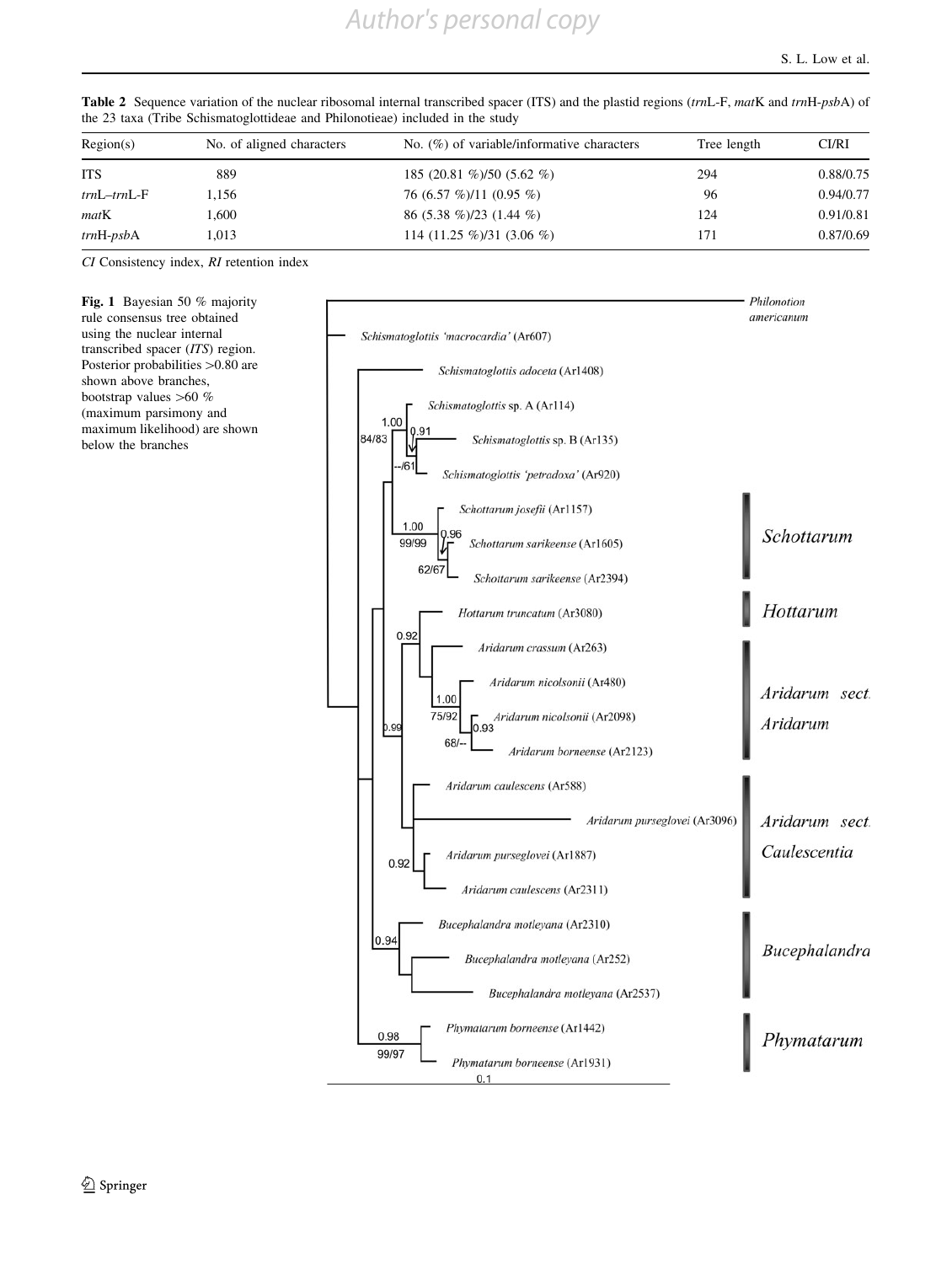**Table 2** Sequence variation of the nuclear ribosomal internal transcribed spacer (ITS) and the plastid regions (*trn*L-F, *mat*K and *trn*H-*psb*A) of the 23 taxa (Tribe Schismatoglottideae and Philonotieae) included in the study

| Region(s) | No. of aligned characters | No. (%) of variable/informative characters | Tree length | CI/RI |
|---|---|---|---|---|
| ITS | 889 | 185 (20.81 %)/50 (5.62 %) | 294 | 0.88/0.75 |
| *trn*L–*trn*L-F | 1,156 | 76 (6.57 %)/11 (0.95 %) | 96 | 0.94/0.77 |
| *mat*K | 1,600 | 86 (5.38 %)/23 (1.44 %) | 124 | 0.91/0.81 |
| *trn*H-*psb*A | 1,013 | 114 (11.25 %)/31 (3.06 %) | 171 | 0.87/0.69 |

*CI* Consistency index, *RI* retention index

**Fig. 1** Bayesian 50 % majority rule consensus tree obtained using the nuclear internal transcribed spacer (*ITS*) region. Posterior probabilities >0.80 are shown above branches, bootstrap values >60 % (maximum parsimony and maximum likelihood) are shown below the branches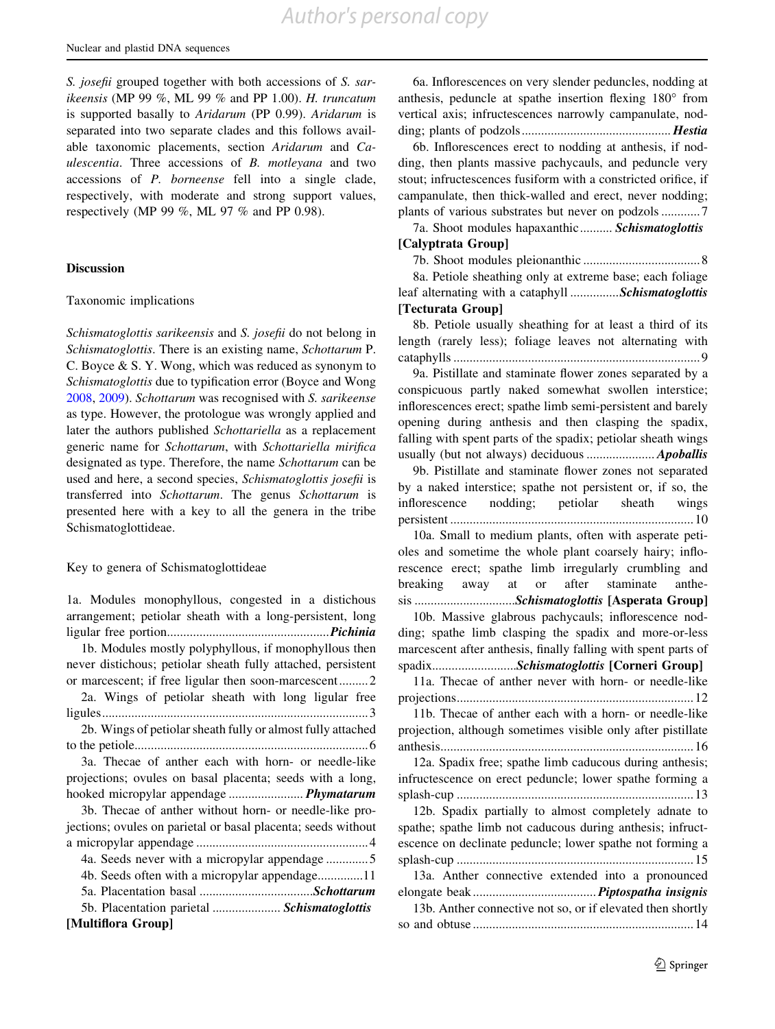*S. josefii* grouped together with both accessions of *S. sarikeensis* (MP 99 %, ML 99 % and PP 1.00). *H. truncatum* is supported basally to *Aridarum* (PP 0.99). *Aridarum* is separated into two separate clades and this follows available taxonomic placements, section *Aridarum* and *Caulescentia*. Three accessions of *B. motleyana* and two accessions of *P. borneense* fell into a single clade, respectively, with moderate and strong support values, respectively (MP 99 %, ML 97 % and PP 0.98).

## Discussion

### Taxonomic implications

*Schismatoglottis sarikeensis* and *S. josefii* do not belong in *Schismatoglottis*. There is an existing name, *Schottarum* P. C. Boyce & S. Y. Wong, which was reduced as synonym to *Schismatoglottis* due to typification error (Boyce and Wong 2008, 2009). *Schottarum* was recognised with *S. sarikeense* as type. However, the protologue was wrongly applied and later the authors published *Schottariella* as a replacement generic name for *Schottarum*, with *Schottariella mirifica* designated as type. Therefore, the name *Schottarum* can be used and here, a second species, *Schismatoglottis josefii* is transferred into *Schottarum*. The genus *Schottarum* is presented here with a key to all the genera in the tribe Schismatoglottideae.

### Key to genera of Schismatoglottideae

1a. Modules monophyllous, congested in a distichous arrangement; petiolar sheath with a long-persistent, long ligular free portion.................................................***Pichinia***

1b. Modules mostly polyphyllous, if monophyllous then never distichous; petiolar sheath fully attached, persistent or marcescent; if free ligular then soon-marcescent.........2

2a. Wings of petiolar sheath with long ligular free ligules.................................................................................3

2b. Wings of petiolar sheath fully or almost fully attached to the petiole......................................................................6

3a. Thecae of anther each with horn- or needle-like projections; ovules on basal placenta; seeds with a long, hooked micropylar appendage ....................... ***Phymatarum***

3b. Thecae of anther without horn- or needle-like projections; ovules on parietal or basal placenta; seeds without a micropylar appendage ....................................................4

4a. Seeds never with a micropylar appendage .............5

4b. Seeds often with a micropylar appendage.............11

5a. Placentation basal ...................................***Schottarum***

5b. Placentation parietal ..................... ***Schismatoglottis* [Multiflora Group]**

6a. Inflorescences on very slender peduncles, nodding at anthesis, peduncle at spathe insertion flexing 180° from vertical axis; infructescences narrowly campanulate, nodding; plants of podzols.............................................***Hestia***

6b. Inflorescences erect to nodding at anthesis, if nodding, then plants massive pachycauls, and peduncle very stout; infructescences fusiform with a constricted orifice, if campanulate, then thick-walled and erect, never nodding; plants of various substrates but never on podzols ............7

7a. Shoot modules hapaxanthic.......... ***Schismatoglottis* [Calyptrata Group]**

7b. Shoot modules pleionanthic ....................................8

8a. Petiole sheathing only at extreme base; each foliage leaf alternating with a cataphyll ...............***Schismatoglottis* [Tecturata Group]**

8b. Petiole usually sheathing for at least a third of its length (rarely less); foliage leaves not alternating with cataphylls ...........................................................................9

9a. Pistillate and staminate flower zones separated by a conspicuous partly naked somewhat swollen interstice; inflorescences erect; spathe limb semi-persistent and barely opening during anthesis and then clasping the spadix, falling with spent parts of the spadix; petiolar sheath wings usually (but not always) deciduous ..................... ***Apoballis***

9b. Pistillate and staminate flower zones not separated by a naked interstice; spathe not persistent or, if so, the inflorescence nodding; petiolar sheath wings persistent ..........................................................................10

10a. Small to medium plants, often with asperate petioles and sometime the whole plant coarsely hairy; inflorescence erect; spathe limb irregularly crumbling and breaking away at or after staminate anthesis ..............................***Schismatoglottis* [Asperata Group]**

10b. Massive glabrous pachycauls; inflorescence nodding; spathe limb clasping the spadix and more-or-less marcescent after anthesis, finally falling with spent parts of spadix..........................***Schismatoglottis* [Corneri Group]**

11a. Thecae of anther never with horn- or needle-like projections........................................................................12

11b. Thecae of anther each with a horn- or needle-like projection, although sometimes visible only after pistillate anthesis............................................................................16

12a. Spadix free; spathe limb caducous during anthesis; infructescence on erect peduncle; lower spathe forming a splash-cup ........................................................................13

12b. Spadix partially to almost completely adnate to spathe; spathe limb not caducous during anthesis; infructescence on declinate peduncle; lower spathe not forming a splash-cup ........................................................................15

13a. Anther connective extended into a pronounced elongate beak......................................***Piptospatha insignis***

13b. Anther connective not so, or if elevated then shortly so and obtuse ...................................................................14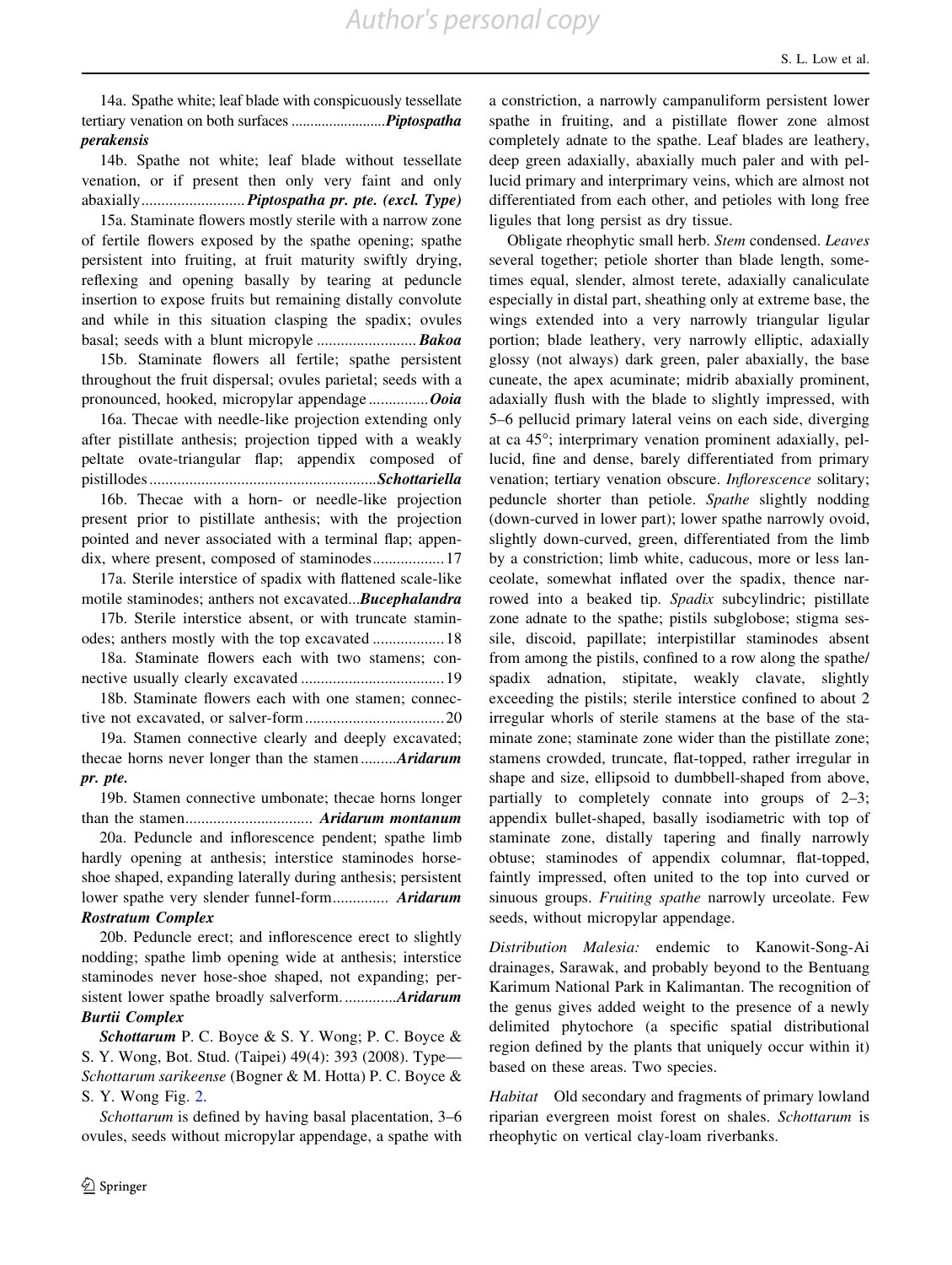14a. Spathe white; leaf blade with conspicuously tessellate tertiary venation on both surfaces ........................*Piptospatha perakensis*

14b. Spathe not white; leaf blade without tessellate venation, or if present then only very faint and only abaxially..........................***Piptospatha pr. pte. (excl. Type)***

15a. Staminate flowers mostly sterile with a narrow zone of fertile flowers exposed by the spathe opening; spathe persistent into fruiting, at fruit maturity swiftly drying, reflexing and opening basally by tearing at peduncle insertion to expose fruits but remaining distally convolute and while in this situation clasping the spadix; ovules basal; seeds with a blunt micropyle ......................... ***Bakoa***

15b. Staminate flowers all fertile; spathe persistent throughout the fruit dispersal; ovules parietal; seeds with a pronounced, hooked, micropylar appendage ...............***Ooia***

16a. Thecae with needle-like projection extending only after pistillate anthesis; projection tipped with a weakly peltate ovate-triangular flap; appendix composed of pistillodes .........................................................***Schottariella***

16b. Thecae with a horn- or needle-like projection present prior to pistillate anthesis; with the projection pointed and never associated with a terminal flap; appendix, where present, composed of staminodes.................17

17a. Sterile interstice of spadix with flattened scale-like motile staminodes; anthers not excavated...***Bucephalandra***

17b. Sterile interstice absent, or with truncate staminodes; anthers mostly with the top excavated ..................18

18a. Staminate flowers each with two stamens; connective usually clearly excavated ....................................19

18b. Staminate flowers each with one stamen; connective not excavated, or salver-form...................................20

19a. Stamen connective clearly and deeply excavated; thecae horns never longer than the stamen .........***Aridarum pr. pte.***

19b. Stamen connective umbonate; thecae horns longer than the stamen................................ ***Aridarum montanum***

20a. Peduncle and inflorescence pendent; spathe limb hardly opening at anthesis; interstice staminodes horseshoe shaped, expanding laterally during anthesis; persistent lower spathe very slender funnel-form.............. ***Aridarum Rostratum Complex***

20b. Peduncle erect; and inflorescence erect to slightly nodding; spathe limb opening wide at anthesis; interstice staminodes never hose-shoe shaped, not expanding; persistent lower spathe broadly salverform. .............***Aridarum Burtii Complex***

***Schottarum*** P. C. Boyce & S. Y. Wong; P. C. Boyce & S. Y. Wong, Bot. Stud. (Taipei) 49(4): 393 (2008). Type—*Schottarum sarikeense* (Bogner & M. Hotta) P. C. Boyce & S. Y. Wong Fig. 2.

*Schottarum* is defined by having basal placentation, 3–6 ovules, seeds without micropylar appendage, a spathe with a constriction, a narrowly campanuliform persistent lower spathe in fruiting, and a pistillate flower zone almost completely adnate to the spathe. Leaf blades are leathery, deep green adaxially, abaxially much paler and with pellucid primary and interprimary veins, which are almost not differentiated from each other, and petioles with long free ligules that long persist as dry tissue.

Obligate rheophytic small herb. *Stem* condensed. *Leaves* several together; petiole shorter than blade length, sometimes equal, slender, almost terete, adaxially canaliculate especially in distal part, sheathing only at extreme base, the wings extended into a very narrowly triangular ligular portion; blade leathery, very narrowly elliptic, adaxially glossy (not always) dark green, paler abaxially, the base cuneate, the apex acuminate; midrib abaxially prominent, adaxially flush with the blade to slightly impressed, with 5–6 pellucid primary lateral veins on each side, diverging at ca 45°; interprimary venation prominent adaxially, pellucid, fine and dense, barely differentiated from primary venation; tertiary venation obscure. *Inflorescence* solitary; peduncle shorter than petiole. *Spathe* slightly nodding (down-curved in lower part); lower spathe narrowly ovoid, slightly down-curved, green, differentiated from the limb by a constriction; limb white, caducous, more or less lanceolate, somewhat inflated over the spadix, thence narrowed into a beaked tip. *Spadix* subcylindric; pistillate zone adnate to the spathe; pistils subglobose; stigma sessile, discoid, papillate; interpistillar staminodes absent from among the pistils, confined to a row along the spathe/spadix adnation, stipitate, weakly clavate, slightly exceeding the pistils; sterile interstice confined to about 2 irregular whorls of sterile stamens at the base of the staminate zone; staminate zone wider than the pistillate zone; stamens crowded, truncate, flat-topped, rather irregular in shape and size, ellipsoid to dumbbell-shaped from above, partially to completely connate into groups of 2–3; appendix bullet-shaped, basally isodiametric with top of staminate zone, distally tapering and finally narrowly obtuse; staminodes of appendix columnar, flat-topped, faintly impressed, often united to the top into curved or sinuous groups. *Fruiting spathe* narrowly urceolate. Few seeds, without micropylar appendage.

*Distribution Malesia:* endemic to Kanowit-Song-Ai drainages, Sarawak, and probably beyond to the Bentuang Karimum National Park in Kalimantan. The recognition of the genus gives added weight to the presence of a newly delimited phytochore (a specific spatial distributional region defined by the plants that uniquely occur within it) based on these areas. Two species.

*Habitat* Old secondary and fragments of primary lowland riparian evergreen moist forest on shales. *Schottarum* is rheophytic on vertical clay-loam riverbanks.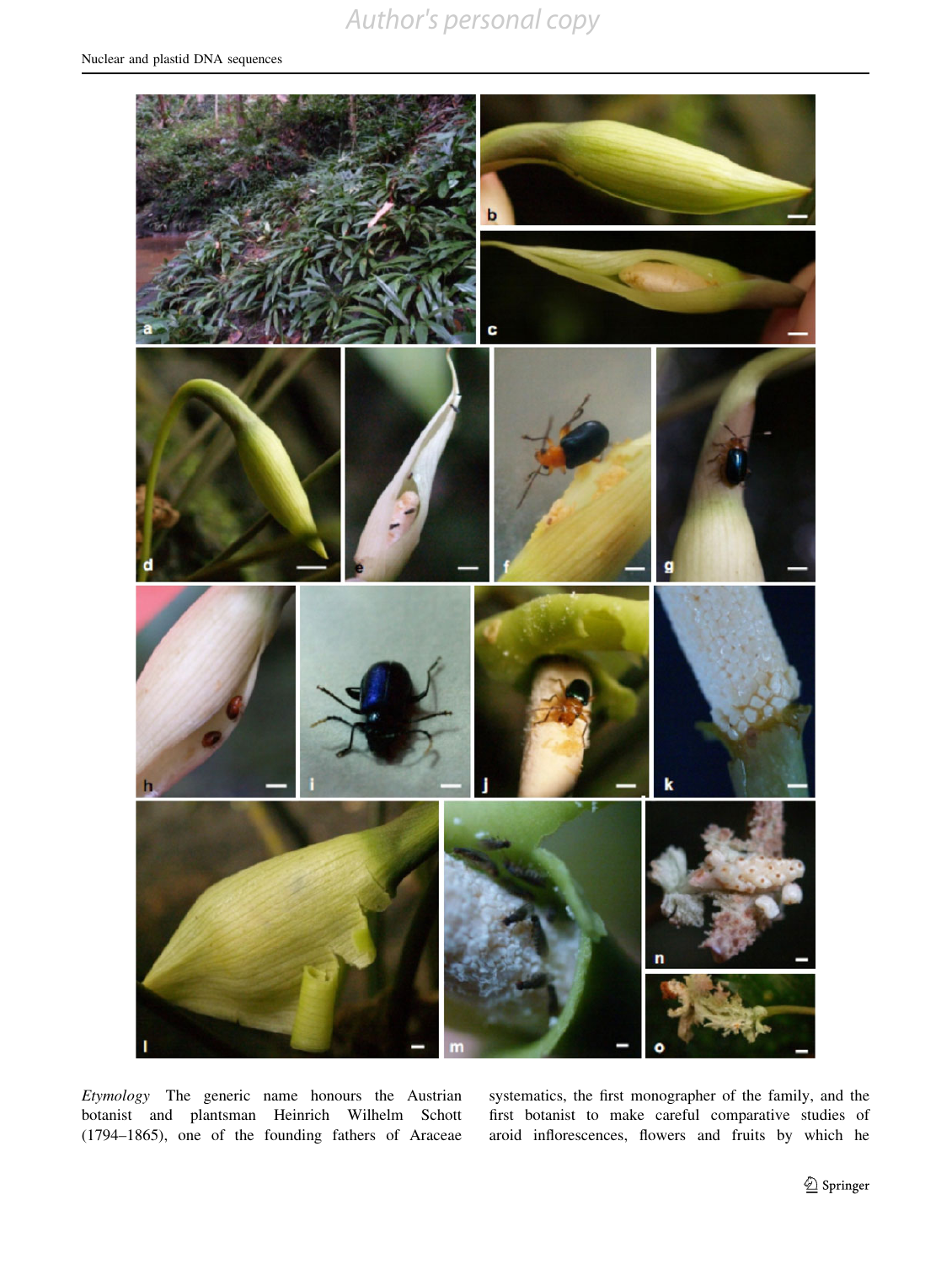*Etymology* The generic name honours the Austrian botanist and plantsman Heinrich Wilhelm Schott (1794–1865), one of the founding fathers of Araceae systematics, the first monographer of the family, and the first botanist to make careful comparative studies of aroid inflorescences, flowers and fruits by which he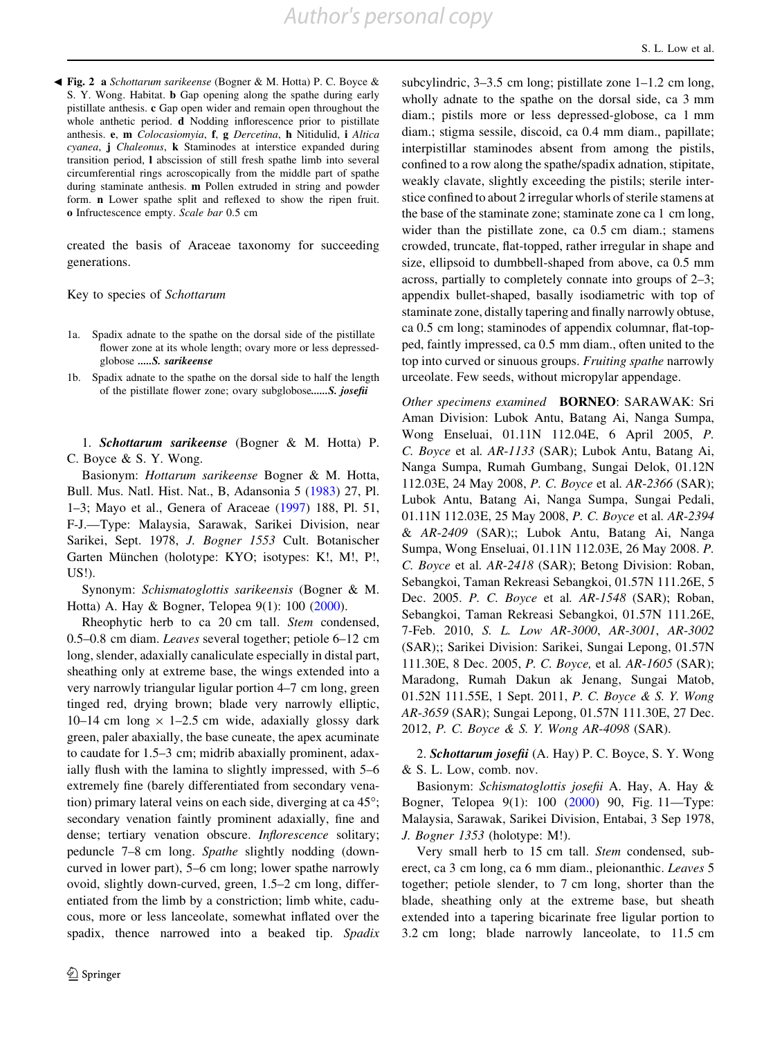◀ **Fig. 2** **a** *Schottarum sarikeense* (Bogner & M. Hotta) P. C. Boyce & S. Y. Wong. Habitat. **b** Gap opening along the spathe during early pistillate anthesis. **c** Gap open wider and remain open throughout the whole anthetic period. **d** Nodding inflorescence prior to pistillate anthesis. **e**, **m** *Colocasiomyia*, **f**, **g** *Dercetina*, **h** Nitidulid, **i** *Altica cyanea*, **j** *Chaleonus*, **k** Staminodes at interstice expanded during transition period, **l** abscission of still fresh spathe limb into several circumferential rings acroscopically from the middle part of spathe during staminate anthesis. **m** Pollen extruded in string and powder form. **n** Lower spathe split and reflexed to show the ripen fruit. **o** Infructescence empty. *Scale bar* 0.5 cm

created the basis of Araceae taxonomy for succeeding generations.

Key to species of *Schottarum*

1a. Spadix adnate to the spathe on the dorsal side of the pistillate flower zone at its whole length; ovary more or less depressed-globose .....*S. sarikeense*

1b. Spadix adnate to the spathe on the dorsal side to half the length of the pistillate flower zone; ovary subglobose......*S. josefii*

1. ***Schottarum sarikeense*** (Bogner & M. Hotta) P. C. Boyce & S. Y. Wong.

Basionym: *Hottarum sarikeense* Bogner & M. Hotta, Bull. Mus. Natl. Hist. Nat., B, Adansonia 5 (1983) 27, Pl. 1–3; Mayo et al., Genera of Araceae (1997) 188, Pl. 51, F-J.—Type: Malaysia, Sarawak, Sarikei Division, near Sarikei, Sept. 1978, *J. Bogner 1553* Cult. Botanischer Garten München (holotype: KYO; isotypes: K!, M!, P!, US!).

Synonym: *Schismatoglottis sarikeensis* (Bogner & M. Hotta) A. Hay & Bogner, Telopea 9(1): 100 (2000).

Rheophytic herb to ca 20 cm tall. *Stem* condensed, 0.5–0.8 cm diam. *Leaves* several together; petiole 6–12 cm long, slender, adaxially canaliculate especially in distal part, sheathing only at extreme base, the wings extended into a very narrowly triangular ligular portion 4–7 cm long, green tinged red, drying brown; blade very narrowly elliptic, 10–14 cm long × 1–2.5 cm wide, adaxially glossy dark green, paler abaxially, the base cuneate, the apex acuminate to caudate for 1.5–3 cm; midrib abaxially prominent, adaxially flush with the lamina to slightly impressed, with 5–6 extremely fine (barely differentiated from secondary venation) primary lateral veins on each side, diverging at ca 45°; secondary venation faintly prominent adaxially, fine and dense; tertiary venation obscure. *Inflorescence* solitary; peduncle 7–8 cm long. *Spathe* slightly nodding (down-curved in lower part), 5–6 cm long; lower spathe narrowly ovoid, slightly down-curved, green, 1.5–2 cm long, differentiated from the limb by a constriction; limb white, caducous, more or less lanceolate, somewhat inflated over the spadix, thence narrowed into a beaked tip. *Spadix* subcylindric, 3–3.5 cm long; pistillate zone 1–1.2 cm long, wholly adnate to the spathe on the dorsal side, ca 3 mm diam.; pistils more or less depressed-globose, ca 1 mm diam.; stigma sessile, discoid, ca 0.4 mm diam., papillate; interpistillar staminodes absent from among the pistils, confined to a row along the spathe/spadix adnation, stipitate, weakly clavate, slightly exceeding the pistils; sterile interstice confined to about 2 irregular whorls of sterile stamens at the base of the staminate zone; staminate zone ca 1 cm long, wider than the pistillate zone, ca 0.5 cm diam.; stamens crowded, truncate, flat-topped, rather irregular in shape and size, ellipsoid to dumbbell-shaped from above, ca 0.5 mm across, partially to completely connate into groups of 2–3; appendix bullet-shaped, basally isodiametric with top of staminate zone, distally tapering and finally narrowly obtuse, ca 0.5 cm long; staminodes of appendix columnar, flat-topped, faintly impressed, ca 0.5 mm diam., often united to the top into curved or sinuous groups. *Fruiting spathe* narrowly urceolate. Few seeds, without micropylar appendage.

*Other specimens examined* **BORNEO**: SARAWAK: Sri Aman Division: Lubok Antu, Batang Ai, Nanga Sumpa, Wong Enseluai, 01.11N 112.04E, 6 April 2005, *P. C. Boyce* et al. *AR-1133* (SAR); Lubok Antu, Batang Ai, Nanga Sumpa, Rumah Gumbang, Sungai Delok, 01.12N 112.03E, 24 May 2008, *P. C. Boyce* et al. *AR-2366* (SAR); Lubok Antu, Batang Ai, Nanga Sumpa, Sungai Pedali, 01.11N 112.03E, 25 May 2008, *P. C. Boyce* et al. *AR-2394* & *AR-2409* (SAR);; Lubok Antu, Batang Ai, Nanga Sumpa, Wong Enseluai, 01.11N 112.03E, 26 May 2008. *P. C. Boyce* et al. *AR-2418* (SAR); Betong Division: Roban, Sebangkoi, Taman Rekreasi Sebangkoi, 01.57N 111.26E, 5 Dec. 2005. *P. C. Boyce* et al. *AR-1548* (SAR); Roban, Sebangkoi, Taman Rekreasi Sebangkoi, 01.57N 111.26E, 7-Feb. 2010, *S. L. Low AR-3000*, *AR-3001*, *AR-3002* (SAR);; Sarikei Division: Sarikei, Sungai Lepong, 01.57N 111.30E, 8 Dec. 2005, *P. C. Boyce,* et al. *AR-1605* (SAR); Maradong, Rumah Dakun ak Jenang, Sungai Matob, 01.52N 111.55E, 1 Sept. 2011, *P. C. Boyce & S. Y. Wong AR-3659* (SAR); Sungai Lepong, 01.57N 111.30E, 27 Dec. 2012, *P. C. Boyce & S. Y. Wong AR-4098* (SAR).

2. ***Schottarum josefii*** (A. Hay) P. C. Boyce, S. Y. Wong & S. L. Low, comb. nov.

Basionym: *Schismatoglottis josefii* A. Hay, A. Hay & Bogner, Telopea 9(1): 100 (2000) 90, Fig. 11—Type: Malaysia, Sarawak, Sarikei Division, Entabai, 3 Sep 1978, *J. Bogner 1353* (holotype: M!).

Very small herb to 15 cm tall. *Stem* condensed, suberect, ca 3 cm long, ca 6 mm diam., pleionanthic. *Leaves* 5 together; petiole slender, to 7 cm long, shorter than the blade, sheathing only at the extreme base, but sheath extended into a tapering bicarinate free ligular portion to 3.2 cm long; blade narrowly lanceolate, to 11.5 cm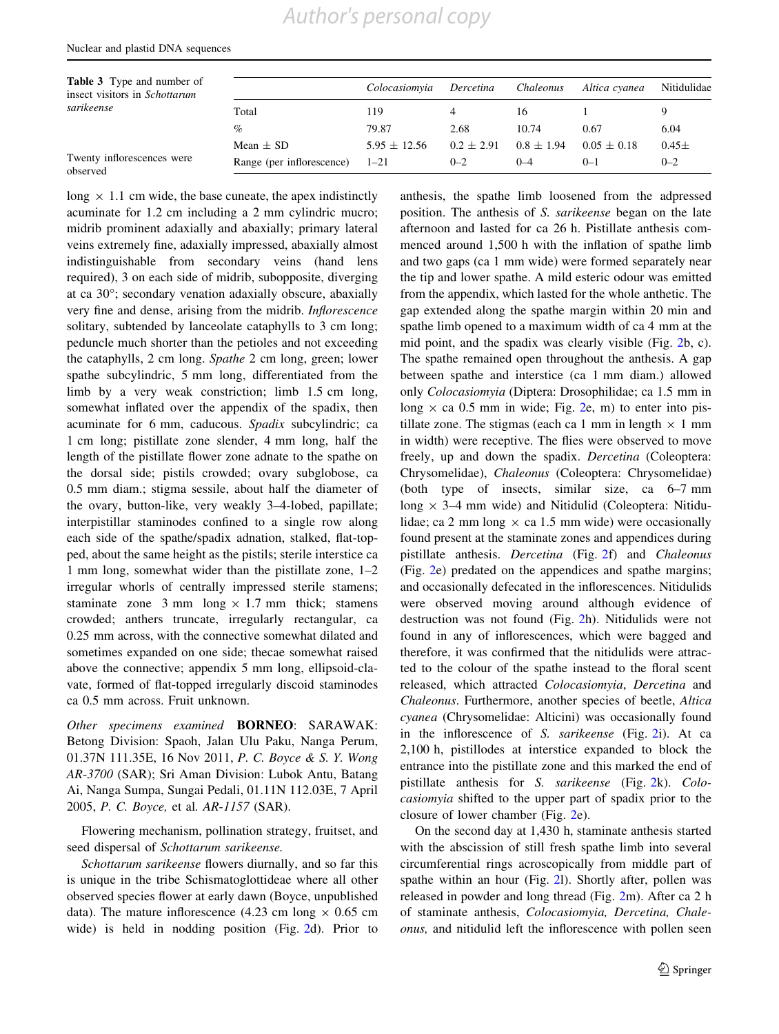**Table 3** Type and number of insect visitors in *Schottarum sarikeense*

| | *Colocasiomyia* | *Dercetina* | *Chaleonus* | *Altica cyanea* | Nitidulidae |
|---|---|---|---|---|---|
| Total | 119 | 4 | 16 | 1 | 9 |
| % | 79.87 | 2.68 | 10.74 | 0.67 | 6.04 |
| Mean ± SD | 5.95 ± 12.56 | 0.2 ± 2.91 | 0.8 ± 1.94 | 0.05 ± 0.18 | 0.45± |
| Range (per inflorescence) | 1–21 | 0–2 | 0–4 | 0–1 | 0–2 |

Twenty inflorescences were observed

long × 1.1 cm wide, the base cuneate, the apex indistinctly acuminate for 1.2 cm including a 2 mm cylindric mucro; midrib prominent adaxially and abaxially; primary lateral veins extremely fine, adaxially impressed, abaxially almost indistinguishable from secondary veins (hand lens required), 3 on each side of midrib, subopposite, diverging at ca 30°; secondary venation adaxially obscure, abaxially very fine and dense, arising from the midrib. *Inflorescence* solitary, subtended by lanceolate cataphylls to 3 cm long; peduncle much shorter than the petioles and not exceeding the cataphylls, 2 cm long. *Spathe* 2 cm long, green; lower spathe subcylindric, 5 mm long, differentiated from the limb by a very weak constriction; limb 1.5 cm long, somewhat inflated over the appendix of the spadix, then acuminate for 6 mm, caducous. *Spadix* subcylindric; ca 1 cm long; pistillate zone slender, 4 mm long, half the length of the pistillate flower zone adnate to the spathe on the dorsal side; pistils crowded; ovary subglobose, ca 0.5 mm diam.; stigma sessile, about half the diameter of the ovary, button-like, very weakly 3–4-lobed, papillate; interpistillar staminodes confined to a single row along each side of the spathe/spadix adnation, stalked, flat-topped, about the same height as the pistils; sterile interstice ca 1 mm long, somewhat wider than the pistillate zone, 1–2 irregular whorls of centrally impressed sterile stamens; staminate zone 3 mm long × 1.7 mm thick; stamens crowded; anthers truncate, irregularly rectangular, ca 0.25 mm across, with the connective somewhat dilated and sometimes expanded on one side; thecae somewhat raised above the connective; appendix 5 mm long, ellipsoid-clavate, formed of flat-topped irregularly discoid staminodes ca 0.5 mm across. Fruit unknown.

*Other specimens examined* **BORNEO**: SARAWAK: Betong Division: Spaoh, Jalan Ulu Paku, Nanga Perum, 01.37N 111.35E, 16 Nov 2011, *P. C. Boyce & S. Y. Wong AR-3700* (SAR); Sri Aman Division: Lubok Antu, Batang Ai, Nanga Sumpa, Sungai Pedali, 01.11N 112.03E, 7 April 2005, *P. C. Boyce,* et al*. AR-1157* (SAR).

Flowering mechanism, pollination strategy, fruitset, and seed dispersal of *Schottarum sarikeense.*

*Schottarum sarikeense* flowers diurnally, and so far this is unique in the tribe Schismatoglottideae where all other observed species flower at early dawn (Boyce, unpublished data). The mature inflorescence (4.23 cm long × 0.65 cm wide) is held in nodding position (Fig. 2d). Prior to anthesis, the spathe limb loosened from the adpressed position. The anthesis of *S. sarikeense* began on the late afternoon and lasted for ca 26 h. Pistillate anthesis commenced around 1,500 h with the inflation of spathe limb and two gaps (ca 1 mm wide) were formed separately near the tip and lower spathe. A mild esteric odour was emitted from the appendix, which lasted for the whole anthetic. The gap extended along the spathe margin within 20 min and spathe limb opened to a maximum width of ca 4 mm at the mid point, and the spadix was clearly visible (Fig. 2b, c). The spathe remained open throughout the anthesis. A gap between spathe and interstice (ca 1 mm diam.) allowed only *Colocasiomyia* (Diptera: Drosophilidae; ca 1.5 mm in long × ca 0.5 mm in wide; Fig. 2e, m) to enter into pistillate zone. The stigmas (each ca 1 mm in length × 1 mm in width) were receptive. The flies were observed to move freely, up and down the spadix. *Dercetina* (Coleoptera: Chrysomelidae), *Chaleonus* (Coleoptera: Chrysomelidae) (both type of insects, similar size, ca 6–7 mm long × 3–4 mm wide) and Nitidulid (Coleoptera: Nitidulidae; ca 2 mm long × ca 1.5 mm wide) were occasionally found present at the staminate zones and appendices during pistillate anthesis. *Dercetina* (Fig. 2f) and *Chaleonus* (Fig. 2e) predated on the appendices and spathe margins; and occasionally defecated in the inflorescences. Nitidulids were observed moving around although evidence of destruction was not found (Fig. 2h). Nitidulids were not found in any of inflorescences, which were bagged and therefore, it was confirmed that the nitidulids were attracted to the colour of the spathe instead to the floral scent released, which attracted *Colocasiomyia*, *Dercetina* and *Chaleonus*. Furthermore, another species of beetle, *Altica cyanea* (Chrysomelidae: Alticini) was occasionally found in the inflorescence of *S. sarikeense* (Fig. 2i). At ca 2,100 h, pistillodes at interstice expanded to block the entrance into the pistillate zone and this marked the end of pistillate anthesis for *S. sarikeense* (Fig. 2k). *Colocasiomyia* shifted to the upper part of spadix prior to the closure of lower chamber (Fig. 2e).

On the second day at 1,430 h, staminate anthesis started with the abscission of still fresh spathe limb into several circumferential rings acroscopically from middle part of spathe within an hour (Fig. 2l). Shortly after, pollen was released in powder and long thread (Fig. 2m). After ca 2 h of staminate anthesis, *Colocasiomyia, Dercetina, Chaleonus,* and nitidulid left the inflorescence with pollen seen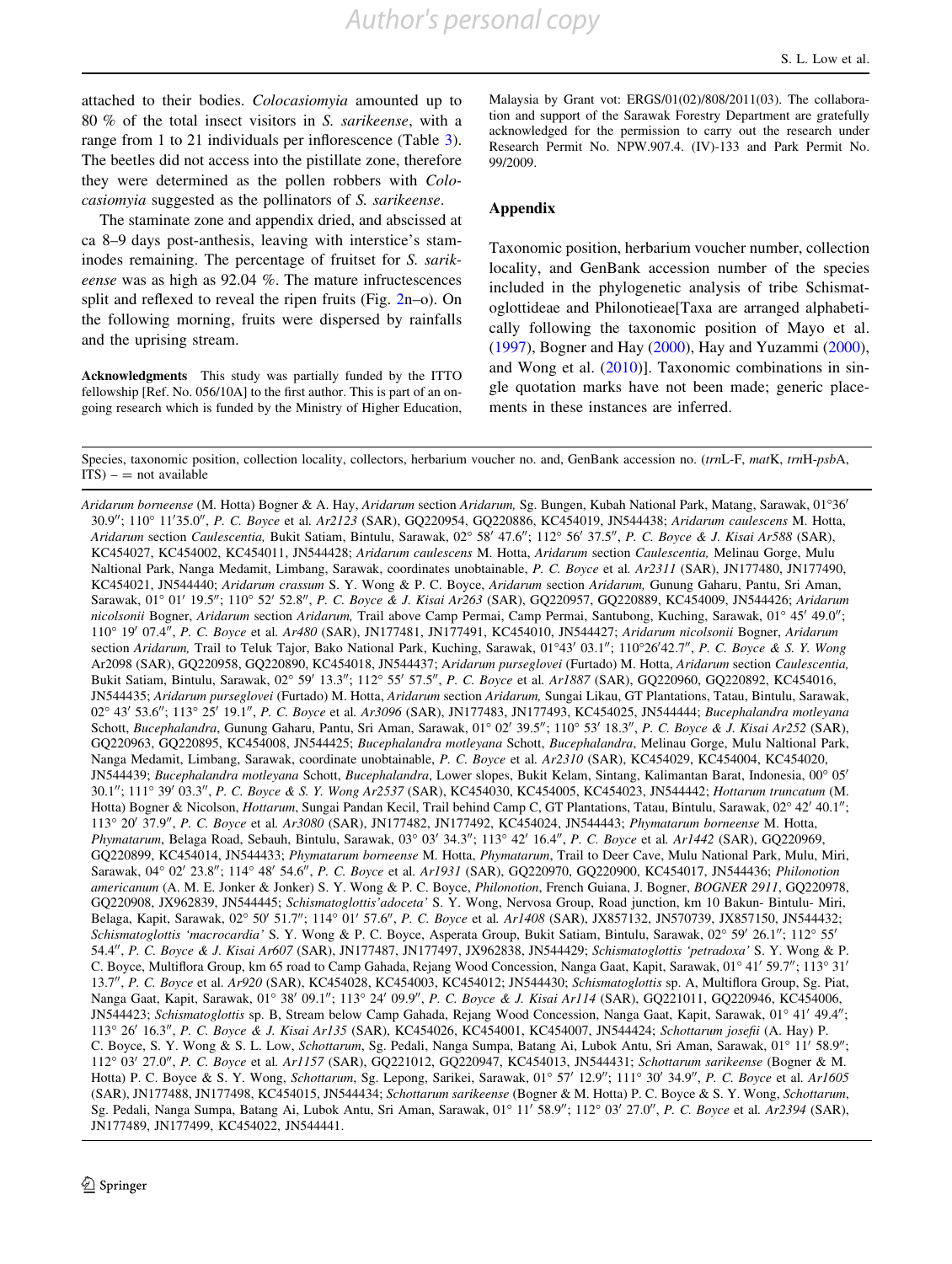attached to their bodies. *Colocasiomyia* amounted up to 80 % of the total insect visitors in *S. sarikeense*, with a range from 1 to 21 individuals per inflorescence (Table 3). The beetles did not access into the pistillate zone, therefore they were determined as the pollen robbers with *Colocasiomyia* suggested as the pollinators of *S. sarikeense*.

The staminate zone and appendix dried, and abscissed at ca 8–9 days post-anthesis, leaving with interstice's staminodes remaining. The percentage of fruitset for *S. sarikeense* was as high as 92.04 %. The mature infructescences split and reflexed to reveal the ripen fruits (Fig. 2n–o). On the following morning, fruits were dispersed by rainfalls and the uprising stream.

**Acknowledgments** This study was partially funded by the ITTO fellowship [Ref. No. 056/10A] to the first author. This is part of an ongoing research which is funded by the Ministry of Higher Education, Malaysia by Grant vot: ERGS/01(02)/808/2011(03). The collaboration and support of the Sarawak Forestry Department are gratefully acknowledged for the permission to carry out the research under Research Permit No. NPW.907.4. (IV)-133 and Park Permit No. 99/2009.

## Appendix

Taxonomic position, herbarium voucher number, collection locality, and GenBank accession number of the species included in the phylogenetic analysis of tribe Schismatoglottideae and Philonotieae[Taxa are arranged alphabetically following the taxonomic position of Mayo et al. (1997), Bogner and Hay (2000), Hay and Yuzammi (2000), and Wong et al. (2010)]. Taxonomic combinations in single quotation marks have not been made; generic placements in these instances are inferred.

Species, taxonomic position, collection locality, collectors, herbarium voucher no. and, GenBank accession no. (*trn*L-F, *mat*K, *trn*H-*psb*A, ITS) – = not available

*Aridarum borneense* (M. Hotta) Bogner & A. Hay, *Aridarum* section *Aridarum,* Sg. Bungen, Kubah National Park, Matang, Sarawak, 01°36′ 30.9″; 110° 11′35.0″, *P. C. Boyce* et al. *Ar2123* (SAR), GQ220954, GQ220886, KC454019, JN544438; *Aridarum caulescens* M. Hotta, *Aridarum* section *Caulescentia,* Bukit Satiam, Bintulu, Sarawak, 02° 58′ 47.6″; 112° 56′ 37.5″, *P. C. Boyce & J. Kisai Ar588* (SAR), KC454027, KC454002, KC454011, JN544428; *Aridarum caulescens* M. Hotta, *Aridarum* section *Caulescentia,* Melinau Gorge, Mulu Naltional Park, Nanga Medamit, Limbang, Sarawak, coordinates unobtainable, *P. C. Boyce* et al. *Ar2311* (SAR), JN177480, JN177490, KC454021, JN544440; *Aridarum crassum* S. Y. Wong & P. C. Boyce, *Aridarum* section *Aridarum,* Gunung Gaharu, Pantu, Sri Aman, Sarawak, 01° 01′ 19.5″; 110° 52′ 52.8″, *P. C. Boyce & J. Kisai Ar263* (SAR), GQ220957, GQ220889, KC454009, JN544426; *Aridarum nicolsonii* Bogner, *Aridarum* section *Aridarum,* Trail above Camp Permai, Camp Permai, Santubong, Kuching, Sarawak, 01° 45′ 49.0″; 110° 19′ 07.4″, *P. C. Boyce* et al. *Ar480* (SAR), JN177481, JN177491, KC454010, JN544427; *Aridarum nicolsonii* Bogner, *Aridarum* section *Aridarum,* Trail to Teluk Tajor, Bako National Park, Kuching, Sarawak, 01°43′ 03.1″; 110°26′42.7″, *P. C. Boyce & S. Y. Wong* Ar2098 (SAR), GQ220958, GQ220890, KC454018, JN544437; *Aridarum purseglovei* (Furtado) M. Hotta, *Aridarum* section *Caulescentia,* Bukit Satiam, Bintulu, Sarawak, 02° 59′ 13.3″; 112° 55′ 57.5″, *P. C. Boyce* et al. *Ar1887* (SAR), GQ220960, GQ220892, KC454016, JN544435; *Aridarum purseglovei* (Furtado) M. Hotta, *Aridarum* section *Aridarum,* Sungai Likau, GT Plantations, Tatau, Bintulu, Sarawak, 02° 43′ 53.6″; 113° 25′ 19.1″, *P. C. Boyce* et al. *Ar3096* (SAR), JN177483, JN177493, KC454025, JN544444; *Bucephalandra motleyana* Schott, *Bucephalandra*, Gunung Gaharu, Pantu, Sri Aman, Sarawak, 01° 02′ 39.5″; 110° 53′ 18.3″, *P. C. Boyce & J. Kisai Ar252* (SAR), GQ220963, GQ220895, KC454008, JN544425; *Bucephalandra motleyana* Schott, *Bucephalandra*, Melinau Gorge, Mulu Naltional Park, Nanga Medamit, Limbang, Sarawak, coordinate unobtainable, *P. C. Boyce* et al. *Ar2310* (SAR), KC454029, KC454004, KC454020, JN544439; *Bucephalandra motleyana* Schott, *Bucephalandra*, Lower slopes, Bukit Kelam, Sintang, Kalimantan Barat, Indonesia, 00° 05′ 30.1″; 111° 39′ 03.3″, *P. C. Boyce & S. Y. Wong Ar2537* (SAR), KC454030, KC454005, KC454023, JN544442; *Hottarum truncatum* (M. Hotta) Bogner & Nicolson, *Hottarum*, Sungai Pandan Kecil, Trail behind Camp C, GT Plantations, Tatau, Bintulu, Sarawak, 02° 42′ 40.1″; 113° 20′ 37.9″, *P. C. Boyce* et al. *Ar3080* (SAR), JN177482, JN177492, KC454024, JN544443; *Phymatarum borneense* M. Hotta, *Phymatarum*, Belaga Road, Sebauh, Bintulu, Sarawak, 03° 03′ 34.3″; 113° 42′ 16.4″, *P. C. Boyce* et al. *Ar1442* (SAR), GQ220969, GQ220899, KC454014, JN544433; *Phymatarum borneense* M. Hotta, *Phymatarum*, Trail to Deer Cave, Mulu National Park, Mulu, Miri, Sarawak, 04° 02′ 23.8″; 114° 48′ 54.6″, *P. C. Boyce* et al. *Ar1931* (SAR), GQ220970, GQ220900, KC454017, JN544436; *Philonotion americanum* (A. M. E. Jonker & Jonker) S. Y. Wong & P. C. Boyce, *Philonotion*, French Guiana, J. Bogner, *BOGNER 2911*, GQ220978, GQ220908, JX962839, JN544445; *Schismatoglottis'adoceta'* S. Y. Wong, Nervosa Group, Road junction, km 10 Bakun- Bintulu- Miri, Belaga, Kapit, Sarawak, 02° 50′ 51.7″; 114° 01′ 57.6″, *P. C. Boyce* et al. *Ar1408* (SAR), JX857132, JN570739, JX857150, JN544432; *Schismatoglottis 'macrocardia'* S. Y. Wong & P. C. Boyce, Asperata Group, Bukit Satiam, Bintulu, Sarawak, 02° 59′ 26.1″; 112° 55′ 54.4″, *P. C. Boyce & J. Kisai Ar607* (SAR), JN177487, JN177497, JX962838, JN544429; *Schismatoglottis 'petradoxa'* S. Y. Wong & P. C. Boyce, Multiflora Group, km 65 road to Camp Gahada, Rejang Wood Concession, Nanga Gaat, Kapit, Sarawak, 01° 41′ 59.7″; 113° 31′ 13.7″, *P. C. Boyce* et al. *Ar920* (SAR), KC454028, KC454003, KC454012; JN544430; *Schismatoglottis* sp. A, Multiflora Group, Sg. Piat, Nanga Gaat, Kapit, Sarawak, 01° 38′ 09.1″; 113° 24′ 09.9″, *P. C. Boyce & J. Kisai Ar114* (SAR), GQ221011, GQ220946, KC454006, JN544423; *Schismatoglottis* sp. B, Stream below Camp Gahada, Rejang Wood Concession, Nanga Gaat, Kapit, Sarawak, 01° 41′ 49.4″; 113° 26′ 16.3″, *P. C. Boyce & J. Kisai Ar135* (SAR), KC454026, KC454001, KC454007, JN544424; *Schottarum josefii* (A. Hay) P. C. Boyce, S. Y. Wong & S. L. Low, *Schottarum*, Sg. Pedali, Nanga Sumpa, Batang Ai, Lubok Antu, Sri Aman, Sarawak, 01° 11′ 58.9″; 112° 03′ 27.0″, *P. C. Boyce* et al. *Ar1157* (SAR), GQ221012, GQ220947, KC454013, JN544431; *Schottarum sarikeense* (Bogner & M. Hotta) P. C. Boyce & S. Y. Wong, *Schottarum*, Sg. Lepong, Sarikei, Sarawak, 01° 57′ 12.9″; 111° 30′ 34.9″, *P. C. Boyce* et al. *Ar1605* (SAR), JN177488, JN177498, KC454015, JN544434; *Schottarum sarikeense* (Bogner & M. Hotta) P. C. Boyce & S. Y. Wong, *Schottarum*, Sg. Pedali, Nanga Sumpa, Batang Ai, Lubok Antu, Sri Aman, Sarawak, 01° 11′ 58.9″; 112° 03′ 27.0″, *P. C. Boyce* et al. *Ar2394* (SAR), JN177489, JN177499, KC454022, JN544441.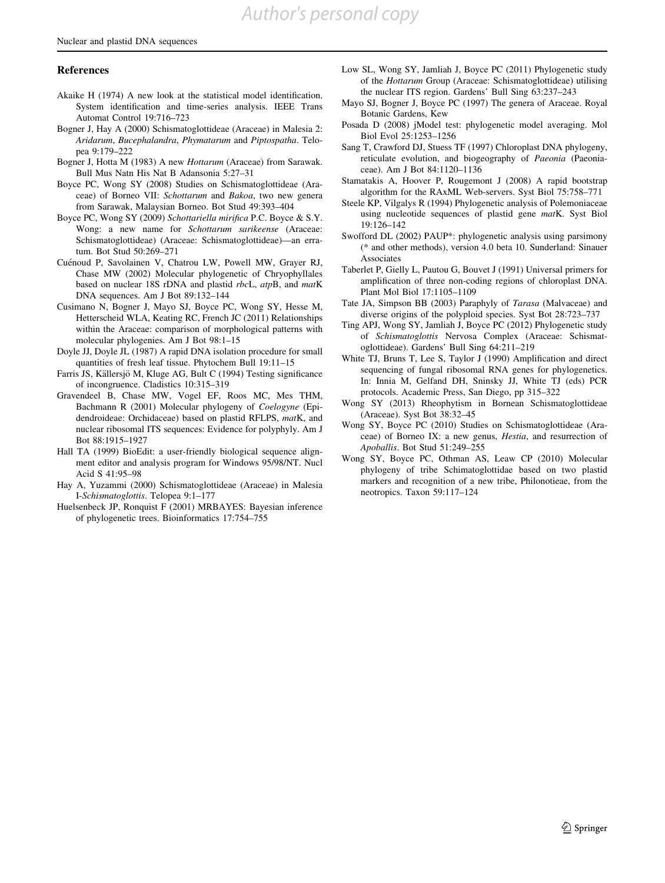## References

Akaike H (1974) A new look at the statistical model identification. System identification and time-series analysis. IEEE Trans Automat Control 19:716–723

Bogner J, Hay A (2000) Schismatoglottideae (Araceae) in Malesia 2: *Aridarum*, *Bucephalandra*, *Phymatarum* and *Piptospatha*. Telopea 9:179–222

Bogner J, Hotta M (1983) A new *Hottarum* (Araceae) from Sarawak. Bull Mus Natn His Nat B Adansonia 5:27–31

Boyce PC, Wong SY (2008) Studies on Schismatoglottideae (Araceae) of Borneo VII: *Schottarum* and *Bakoa*, two new genera from Sarawak, Malaysian Borneo. Bot Stud 49:393–404

Boyce PC, Wong SY (2009) *Schottariella mirifica* P.C. Boyce & S.Y. Wong: a new name for *Schottarum sarikeense* (Araceae: Schismatoglottideae) (Araceae: Schismatoglottideae)—an erratum. Bot Stud 50:269–271

Cuénoud P, Savolainen V, Chatrou LW, Powell MW, Grayer RJ, Chase MW (2002) Molecular phylogenetic of Chryophyllales based on nuclear 18S rDNA and plastid *rbc*L, *atp*B, and *mat*K DNA sequences. Am J Bot 89:132–144

Cusimano N, Bogner J, Mayo SJ, Boyce PC, Wong SY, Hesse M, Hetterscheid WLA, Keating RC, French JC (2011) Relationships within the Araceae: comparison of morphological patterns with molecular phylogenies. Am J Bot 98:1–15

Doyle JJ, Doyle JL (1987) A rapid DNA isolation procedure for small quantities of fresh leaf tissue. Phytochem Bull 19:11–15

Farris JS, Källersjö M, Kluge AG, Bult C (1994) Testing significance of incongruence. Cladistics 10:315–319

Gravendeel B, Chase MW, Vogel EF, Roos MC, Mes THM, Bachmann R (2001) Molecular phylogeny of *Coelogyne* (Epidendroideae: Orchidaceae) based on plastid RFLPS, *mat*K, and nuclear ribosomal ITS sequences: Evidence for polyphyly. Am J Bot 88:1915–1927

Hall TA (1999) BioEdit: a user-friendly biological sequence alignment editor and analysis program for Windows 95/98/NT. Nucl Acid S 41:95–98

Hay A, Yuzammi (2000) Schismatoglottideae (Araceae) in Malesia I-*Schismatoglottis*. Telopea 9:1–177

Huelsenbeck JP, Ronquist F (2001) MRBAYES: Bayesian inference of phylogenetic trees. Bioinformatics 17:754–755

Low SL, Wong SY, Jamliah J, Boyce PC (2011) Phylogenetic study of the *Hottarum* Group (Araceae: Schismatoglottideae) utilising the nuclear ITS region. Gardens' Bull Sing 63:237–243

Mayo SJ, Bogner J, Boyce PC (1997) The genera of Araceae. Royal Botanic Gardens, Kew

Posada D (2008) jModel test: phylogenetic model averaging. Mol Biol Evol 25:1253–1256

Sang T, Crawford DJ, Stuess TF (1997) Chloroplast DNA phylogeny, reticulate evolution, and biogeography of *Paeonia* (Paeoniaceae). Am J Bot 84:1120–1136

Stamatakis A, Hoover P, Rougemont J (2008) A rapid bootstrap algorithm for the RAxML Web-servers. Syst Biol 75:758–771

Steele KP, Vilgalys R (1994) Phylogenetic analysis of Polemoniaceae using nucleotide sequences of plastid gene *mat*K. Syst Biol 19:126–142

Swofford DL (2002) PAUP*: phylogenetic analysis using parsimony (* and other methods), version 4.0 beta 10. Sunderland: Sinauer Associates

Taberlet P, Gielly L, Pautou G, Bouvet J (1991) Universal primers for amplification of three non-coding regions of chloroplast DNA. Plant Mol Biol 17:1105–1109

Tate JA, Simpson BB (2003) Paraphyly of *Tarasa* (Malvaceae) and diverse origins of the polyploid species. Syst Bot 28:723–737

Ting APJ, Wong SY, Jamliah J, Boyce PC (2012) Phylogenetic study of *Schismatoglottis* Nervosa Complex (Araceae: Schismatoglottideae). Gardens' Bull Sing 64:211–219

White TJ, Bruns T, Lee S, Taylor J (1990) Amplification and direct sequencing of fungal ribosomal RNA genes for phylogenetics. In: Innia M, Gelfand DH, Sninsky JJ, White TJ (eds) PCR protocols. Academic Press, San Diego, pp 315–322

Wong SY (2013) Rheophytism in Bornean Schismatoglottideae (Araceae). Syst Bot 38:32–45

Wong SY, Boyce PC (2010) Studies on Schismatoglottideae (Araceae) of Borneo IX: a new genus, *Hestia*, and resurrection of *Apoballis*. Bot Stud 51:249–255

Wong SY, Boyce PC, Othman AS, Leaw CP (2010) Molecular phylogeny of tribe Schimatoglottidae based on two plastid markers and recognition of a new tribe, Philonotieae, from the neotropics. Taxon 59:117–124